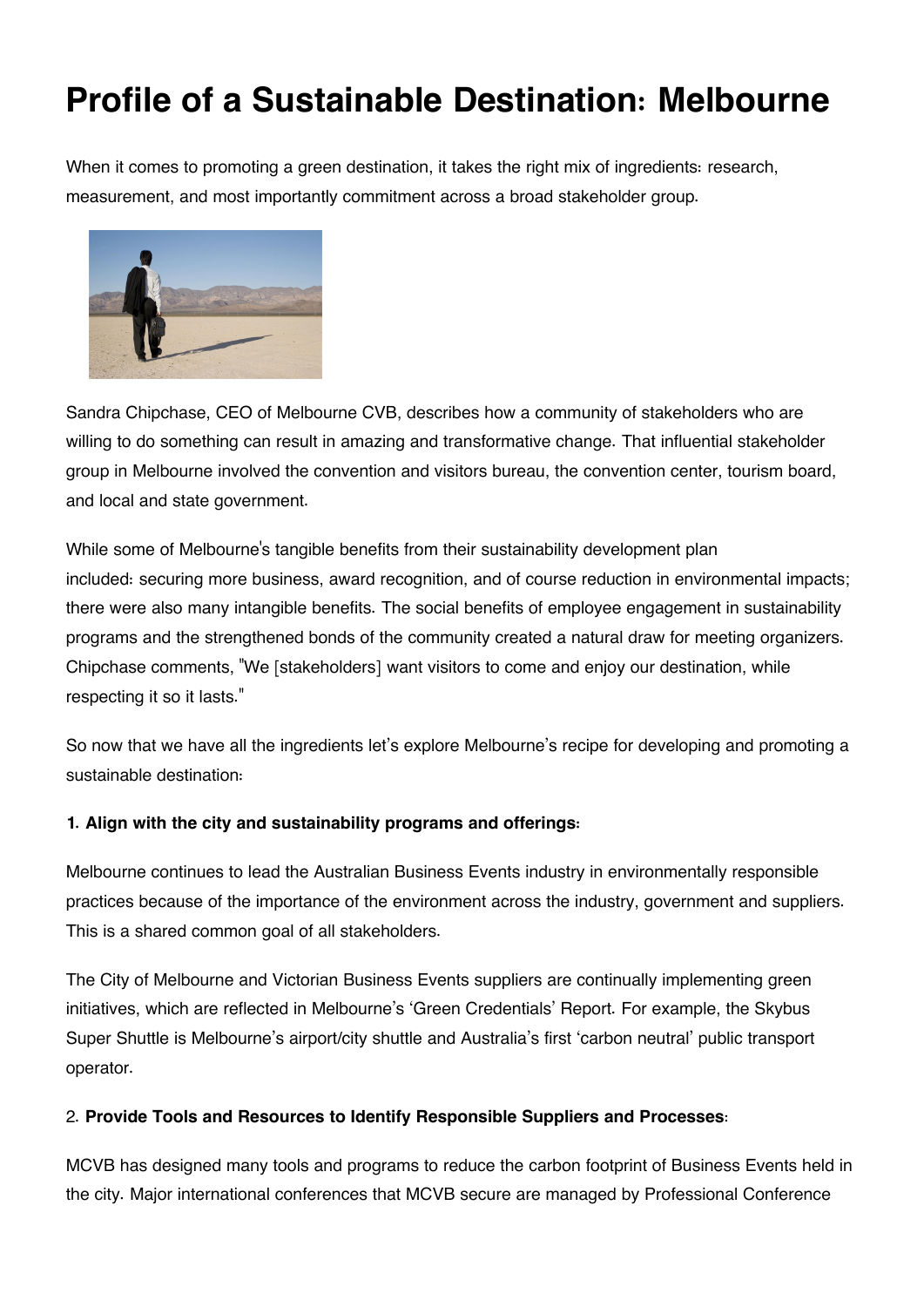# Profile of a Sustainable Destination: Melbourne

When it comes to promoting a green destination, it takes the right mix of ingredients: research, measurement, and most importantly commitment across a broad stakeholder group.

Sandra Chipchase, CEO of Melbourne CVB, describes how a community of stakeholders who are willing to do something can result in amazing and transformative change. That influential stakeholder group in Melbourne involved the convention and visitors bureau, the convention center, tourism board, and local and state government.

While some of Melbourne's tangible benefits from their sustainability development plan included: securing more business, award recognition, and of course reduction in environmental impacts; there were also many intangible benefits. The social benefits of employee engagement in sustainability programs and the strengthened bonds of the community created a natural draw for meeting organizers. Chipchase comments, "We [stakeholders] want visitors to come and enjoy our destination, while respecting it so it lasts."

So now that we have all the ingredients let's explore Melbourne's recipe for developing and promoting a sustainable destination:

**1. Align with the city and sustainability programs and offerings:**

Melbourne continues to lead the Australian Business Events industry in environmentally responsible practices because of the importance of the environment across the industry, government and suppliers. This is a shared common goal of all stakeholders.

The City of Melbourne and Victorian Business Events suppliers are continually implementing green initiatives, which are reflected in Melbourne's 'Green Credentials' Report. For example, the Skybus Super Shuttle is Melbourne's airport/city shuttle and Australia's first 'carbon neutral' public transport operator.

2. **Provide Tools and Resources to Identify Responsible Suppliers and Processes:**

MCVB has designed many tools and programs to reduce the carbon footprint of Business Events held in the city. Major international conferences that MCVB secure are managed by Professional Conference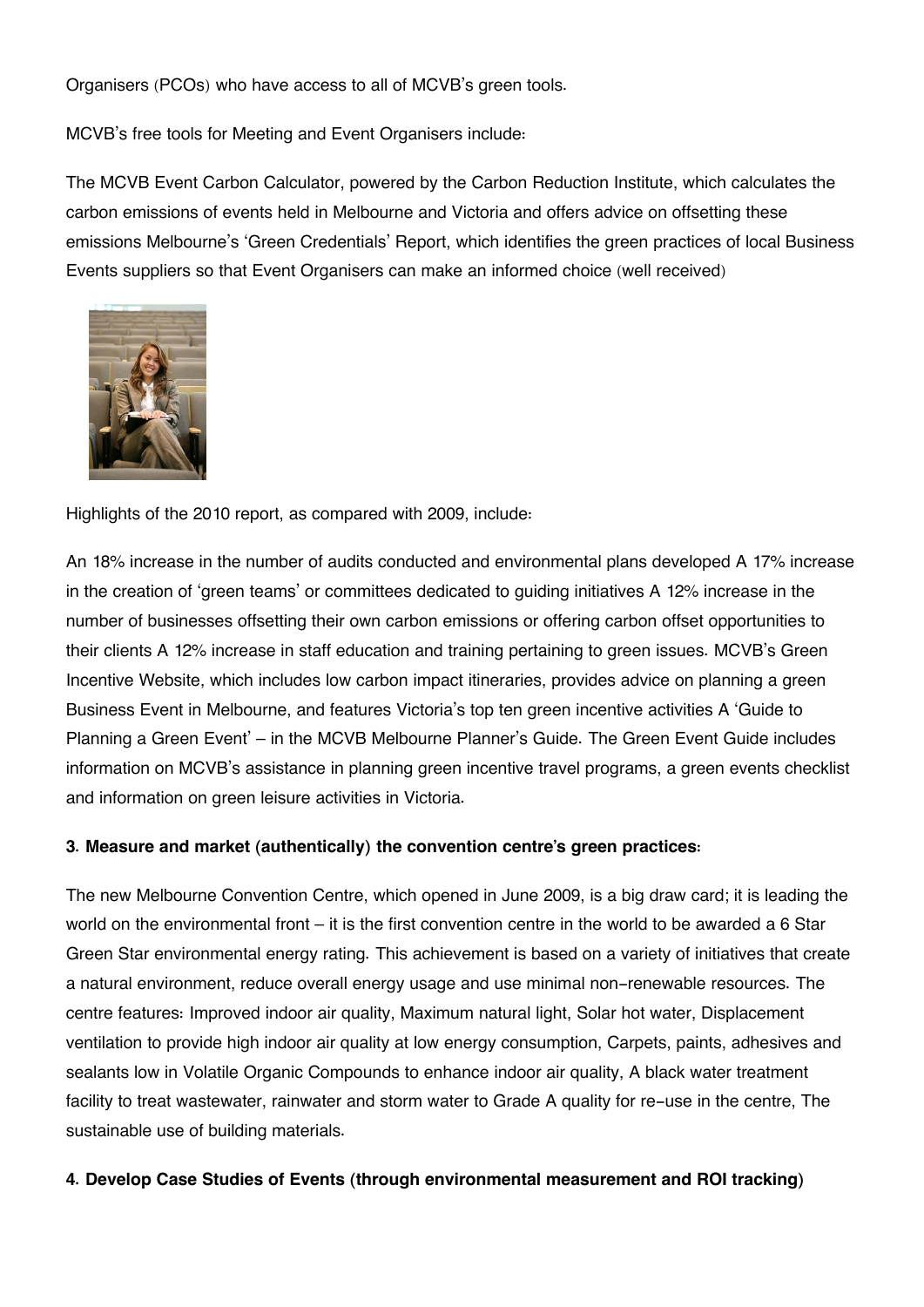Organisers (PCOs) who have access to all of MCVB's green tools.

MCVB's free tools for Meeting and Event Organisers include:

The MCVB Event Carbon Calculator, powered by the Carbon Reduction Institute, which calculates the carbon emissions of events held in Melbourne and Victoria and offers advice on offsetting these emissions Melbourne's 'Green Credentials' Report, which identifies the green practices of local Business Events suppliers so that Event Organisers can make an informed choice (well received)

Highlights of the 2010 report, as compared with 2009, include:

An 18% increase in the number of audits conducted and environmental plans developed A 17% increase in the creation of 'green teams' or committees dedicated to guiding initiatives A 12% increase in the number of businesses offsetting their own carbon emissions or offering carbon offset opportunities to their clients A 12% increase in staff education and training pertaining to green issues. MCVB's Green Incentive Website, which includes low carbon impact itineraries, provides advice on planning a green Business Event in Melbourne, and features Victoria's top ten green incentive activities A 'Guide to Planning a Green Event' – in the MCVB Melbourne Planner's Guide. The Green Event Guide includes information on MCVB's assistance in planning green incentive travel programs, a green events checklist and information on green leisure activities in Victoria.

**3. Measure and market (authentically) the convention centre's green practices:**

The new Melbourne Convention Centre, which opened in June 2009, is a big draw card; it is leading the world on the environmental front – it is the first convention centre in the world to be awarded a 6 Star Green Star environmental energy rating. This achievement is based on a variety of initiatives that create a natural environment, reduce overall energy usage and use minimal non-renewable resources. The centre features: Improved indoor air quality, Maximum natural light, Solar hot water, Displacement ventilation to provide high indoor air quality at low energy consumption, Carpets, paints, adhesives and sealants low in Volatile Organic Compounds to enhance indoor air quality, A black water treatment facility to treat wastewater, rainwater and storm water to Grade A quality for re-use in the centre, The sustainable use of building materials.

**4. Develop Case Studies of Events (through environmental measurement and ROI tracking)**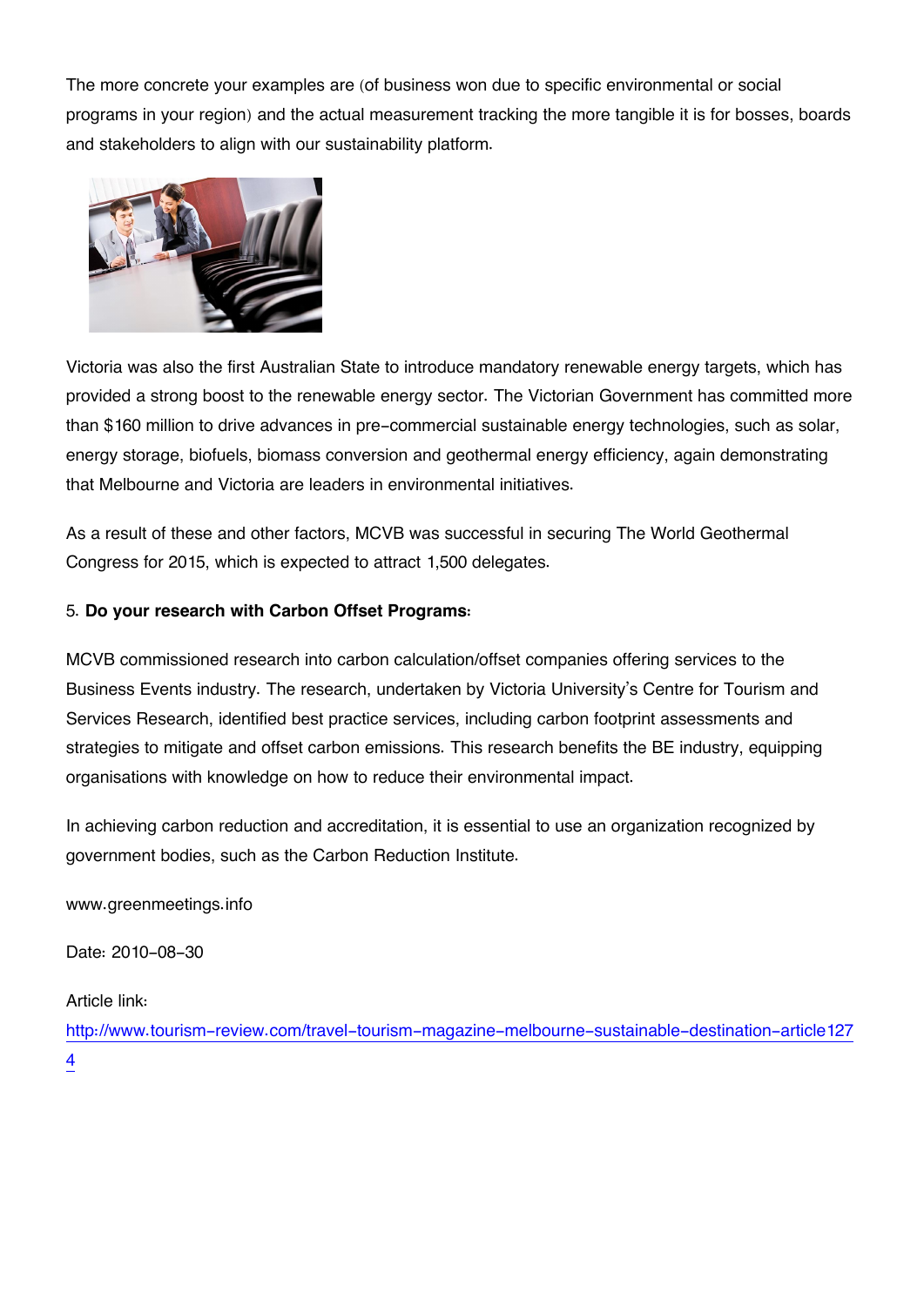The more concrete your examples are (of business won due to specific environmental or social programs in your region) and the actual measurement tracking the more tangible it is for bosses, boards and stakeholders to align with our sustainability platform.

Victoria was also the first Australian State to introduce mandatory renewable energy targets, which has provided a strong boost to the renewable energy sector. The Victorian Government has committed more than $160 million to drive advances in pre-commercial sustainable energy technologies, such as solar, energy storage, biofuels, biomass conversion and geothermal energy efficiency, again demonstrating that Melbourne and Victoria are leaders in environmental initiatives.

As a result of these and other factors, MCVB was successful in securing The World Geothermal Congress for 2015, which is expected to attract 1,500 delegates.

5. **Do your research with Carbon Offset Programs:**

MCVB commissioned research into carbon calculation/offset companies offering services to the Business Events industry. The research, undertaken by Victoria University's Centre for Tourism and Services Research, identified best practice services, including carbon footprint assessments and strategies to mitigate and offset carbon emissions. This research benefits the BE industry, equipping organisations with knowledge on how to reduce their environmental impact.

In achieving carbon reduction and accreditation, it is essential to use an organization recognized by government bodies, such as the Carbon Reduction Institute.

www.greenmeetings.info

Date: 2010-08-30

Article link:
http://www.tourism-review.com/travel-tourism-magazine-melbourne-sustainable-destination-article1274